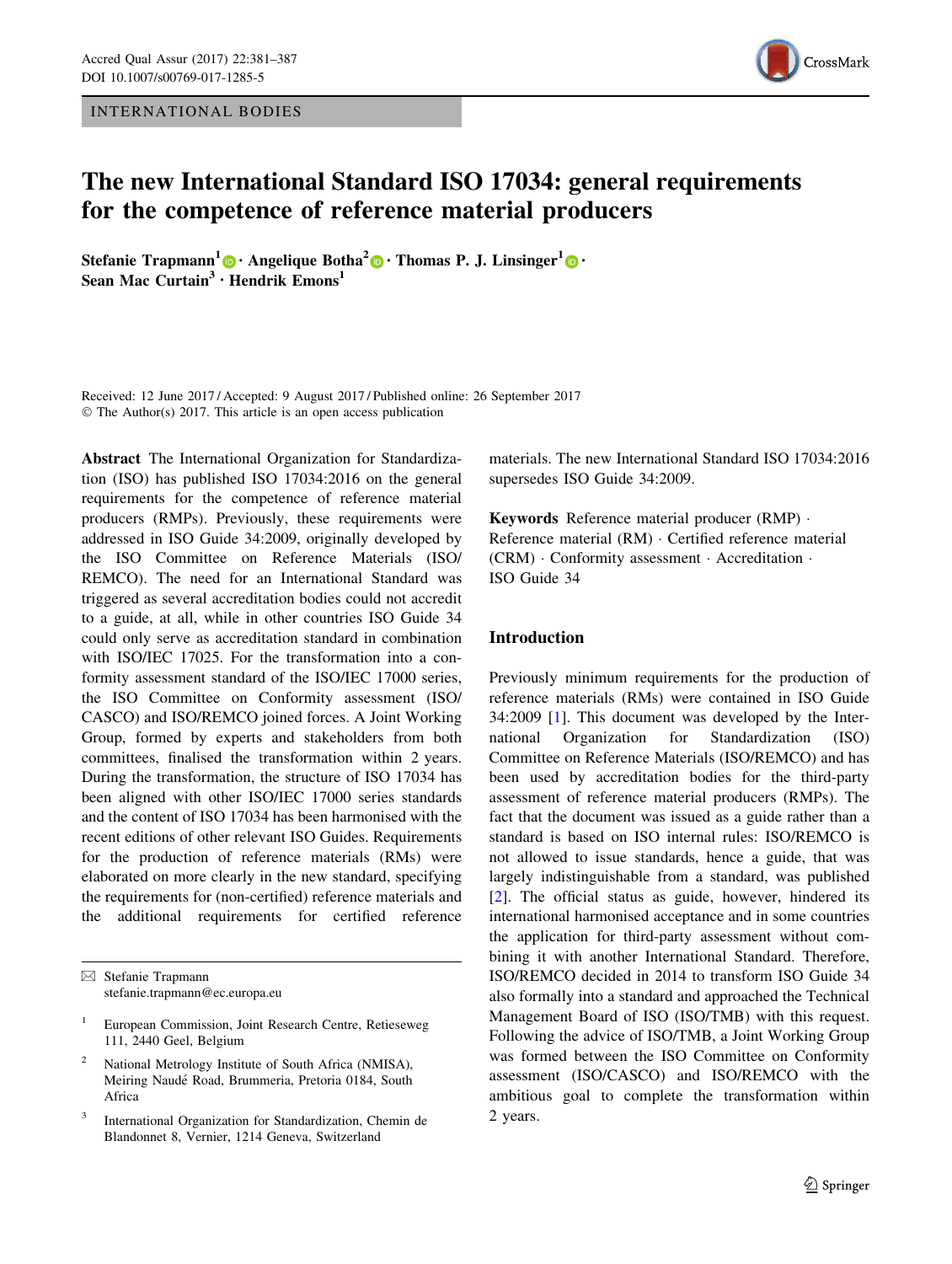INTERNATIONAL BODIES

# The new International Standard ISO 17034: general requirements for the competence of reference material producers

**Stefanie Trapmann**[1] · **Angelique Botha**[2] · **Thomas P. J. Linsinger**[1] · **Sean Mac Curtain**[3] · **Hendrik Emons**[1]

Received: 12 June 2017 / Accepted: 9 August 2017 / Published online: 26 September 2017
© The Author(s) 2017. This article is an open access publication

**Abstract** The International Organization for Standardization (ISO) has published ISO 17034:2016 on the general requirements for the competence of reference material producers (RMPs). Previously, these requirements were addressed in ISO Guide 34:2009, originally developed by the ISO Committee on Reference Materials (ISO/REMCO). The need for an International Standard was triggered as several accreditation bodies could not accredit to a guide, at all, while in other countries ISO Guide 34 could only serve as accreditation standard in combination with ISO/IEC 17025. For the transformation into a conformity assessment standard of the ISO/IEC 17000 series, the ISO Committee on Conformity assessment (ISO/CASCO) and ISO/REMCO joined forces. A Joint Working Group, formed by experts and stakeholders from both committees, finalised the transformation within 2 years. During the transformation, the structure of ISO 17034 has been aligned with other ISO/IEC 17000 series standards and the content of ISO 17034 has been harmonised with the recent editions of other relevant ISO Guides. Requirements for the production of reference materials (RMs) were elaborated on more clearly in the new standard, specifying the requirements for (non-certified) reference materials and the additional requirements for certified reference materials. The new International Standard ISO 17034:2016 supersedes ISO Guide 34:2009.

**Keywords** Reference material producer (RMP) · Reference material (RM) · Certified reference material (CRM) · Conformity assessment · Accreditation · ISO Guide 34

✉ Stefanie Trapmann
stefanie.trapmann@ec.europa.eu

[1] European Commission, Joint Research Centre, Retieseweg 111, 2440 Geel, Belgium

[2] National Metrology Institute of South Africa (NMISA), Meiring Naudé Road, Brummeria, Pretoria 0184, South Africa

[3] International Organization for Standardization, Chemin de Blandonnet 8, Vernier, 1214 Geneva, Switzerland

## Introduction

Previously minimum requirements for the production of reference materials (RMs) were contained in ISO Guide 34:2009 [1]. This document was developed by the International Organization for Standardization (ISO) Committee on Reference Materials (ISO/REMCO) and has been used by accreditation bodies for the third-party assessment of reference material producers (RMPs). The fact that the document was issued as a guide rather than a standard is based on ISO internal rules: ISO/REMCO is not allowed to issue standards, hence a guide, that was largely indistinguishable from a standard, was published [2]. The official status as guide, however, hindered its international harmonised acceptance and in some countries the application for third-party assessment without combining it with another International Standard. Therefore, ISO/REMCO decided in 2014 to transform ISO Guide 34 also formally into a standard and approached the Technical Management Board of ISO (ISO/TMB) with this request. Following the advice of ISO/TMB, a Joint Working Group was formed between the ISO Committee on Conformity assessment (ISO/CASCO) and ISO/REMCO with the ambitious goal to complete the transformation within 2 years.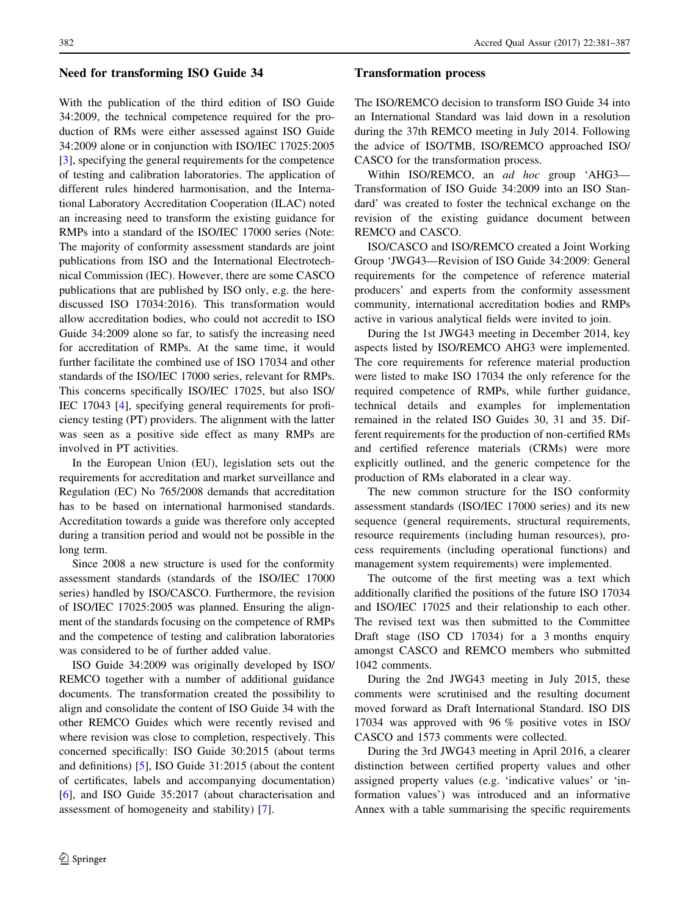## Need for transforming ISO Guide 34

With the publication of the third edition of ISO Guide 34:2009, the technical competence required for the production of RMs were either assessed against ISO Guide 34:2009 alone or in conjunction with ISO/IEC 17025:2005 [3], specifying the general requirements for the competence of testing and calibration laboratories. The application of different rules hindered harmonisation, and the International Laboratory Accreditation Cooperation (ILAC) noted an increasing need to transform the existing guidance for RMPs into a standard of the ISO/IEC 17000 series (Note: The majority of conformity assessment standards are joint publications from ISO and the International Electrotechnical Commission (IEC). However, there are some CASCO publications that are published by ISO only, e.g. the here-discussed ISO 17034:2016). This transformation would allow accreditation bodies, who could not accredit to ISO Guide 34:2009 alone so far, to satisfy the increasing need for accreditation of RMPs. At the same time, it would further facilitate the combined use of ISO 17034 and other standards of the ISO/IEC 17000 series, relevant for RMPs. This concerns specifically ISO/IEC 17025, but also ISO/IEC 17043 [4], specifying general requirements for proficiency testing (PT) providers. The alignment with the latter was seen as a positive side effect as many RMPs are involved in PT activities.

In the European Union (EU), legislation sets out the requirements for accreditation and market surveillance and Regulation (EC) No 765/2008 demands that accreditation has to be based on international harmonised standards. Accreditation towards a guide was therefore only accepted during a transition period and would not be possible in the long term.

Since 2008 a new structure is used for the conformity assessment standards (standards of the ISO/IEC 17000 series) handled by ISO/CASCO. Furthermore, the revision of ISO/IEC 17025:2005 was planned. Ensuring the alignment of the standards focusing on the competence of RMPs and the competence of testing and calibration laboratories was considered to be of further added value.

ISO Guide 34:2009 was originally developed by ISO/REMCO together with a number of additional guidance documents. The transformation created the possibility to align and consolidate the content of ISO Guide 34 with the other REMCO Guides which were recently revised and where revision was close to completion, respectively. This concerned specifically: ISO Guide 30:2015 (about terms and definitions) [5], ISO Guide 31:2015 (about the content of certificates, labels and accompanying documentation) [6], and ISO Guide 35:2017 (about characterisation and assessment of homogeneity and stability) [7].

## Transformation process

The ISO/REMCO decision to transform ISO Guide 34 into an International Standard was laid down in a resolution during the 37th REMCO meeting in July 2014. Following the advice of ISO/TMB, ISO/REMCO approached ISO/CASCO for the transformation process.

Within ISO/REMCO, an *ad hoc* group 'AHG3—Transformation of ISO Guide 34:2009 into an ISO Standard' was created to foster the technical exchange on the revision of the existing guidance document between REMCO and CASCO.

ISO/CASCO and ISO/REMCO created a Joint Working Group 'JWG43—Revision of ISO Guide 34:2009: General requirements for the competence of reference material producers' and experts from the conformity assessment community, international accreditation bodies and RMPs active in various analytical fields were invited to join.

During the 1st JWG43 meeting in December 2014, key aspects listed by ISO/REMCO AHG3 were implemented. The core requirements for reference material production were listed to make ISO 17034 the only reference for the required competence of RMPs, while further guidance, technical details and examples for implementation remained in the related ISO Guides 30, 31 and 35. Different requirements for the production of non-certified RMs and certified reference materials (CRMs) were more explicitly outlined, and the generic competence for the production of RMs elaborated in a clear way.

The new common structure for the ISO conformity assessment standards (ISO/IEC 17000 series) and its new sequence (general requirements, structural requirements, resource requirements (including human resources), process requirements (including operational functions) and management system requirements) were implemented.

The outcome of the first meeting was a text which additionally clarified the positions of the future ISO 17034 and ISO/IEC 17025 and their relationship to each other. The revised text was then submitted to the Committee Draft stage (ISO CD 17034) for a 3 months enquiry amongst CASCO and REMCO members who submitted 1042 comments.

During the 2nd JWG43 meeting in July 2015, these comments were scrutinised and the resulting document moved forward as Draft International Standard. ISO DIS 17034 was approved with 96 % positive votes in ISO/CASCO and 1573 comments were collected.

During the 3rd JWG43 meeting in April 2016, a clearer distinction between certified property values and other assigned property values (e.g. 'indicative values' or 'information values') was introduced and an informative Annex with a table summarising the specific requirements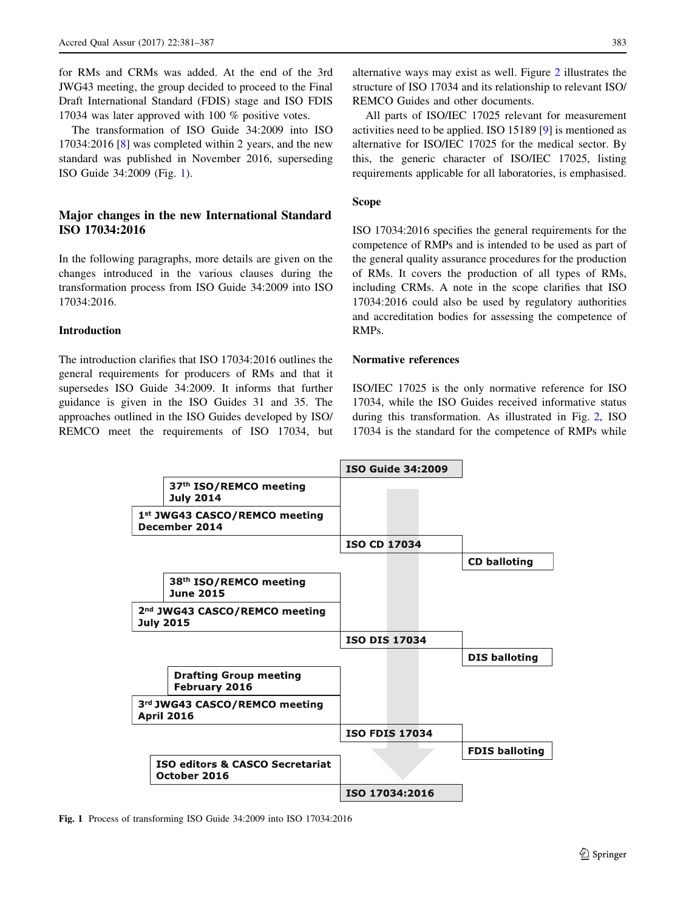for RMs and CRMs was added. At the end of the 3rd JWG43 meeting, the group decided to proceed to the Final Draft International Standard (FDIS) stage and ISO FDIS 17034 was later approved with 100 % positive votes.

The transformation of ISO Guide 34:2009 into ISO 17034:2016 [8] was completed within 2 years, and the new standard was published in November 2016, superseding ISO Guide 34:2009 (Fig. 1).

## Major changes in the new International Standard ISO 17034:2016

In the following paragraphs, more details are given on the changes introduced in the various clauses during the transformation process from ISO Guide 34:2009 into ISO 17034:2016.

### Introduction

The introduction clarifies that ISO 17034:2016 outlines the general requirements for producers of RMs and that it supersedes ISO Guide 34:2009. It informs that further guidance is given in the ISO Guides 31 and 35. The approaches outlined in the ISO Guides developed by ISO/REMCO meet the requirements of ISO 17034, but alternative ways may exist as well. Figure 2 illustrates the structure of ISO 17034 and its relationship to relevant ISO/REMCO Guides and other documents.

All parts of ISO/IEC 17025 relevant for measurement activities need to be applied. ISO 15189 [9] is mentioned as alternative for ISO/IEC 17025 for the medical sector. By this, the generic character of ISO/IEC 17025, listing requirements applicable for all laboratories, is emphasised.

### Scope

ISO 17034:2016 specifies the general requirements for the competence of RMPs and is intended to be used as part of the general quality assurance procedures for the production of RMs. It covers the production of all types of RMs, including CRMs. A note in the scope clarifies that ISO 17034:2016 could also be used by regulatory authorities and accreditation bodies for assessing the competence of RMPs.

### Normative references

ISO/IEC 17025 is the only normative reference for ISO 17034, while the ISO Guides received informative status during this transformation. As illustrated in Fig. 2, ISO 17034 is the standard for the competence of RMPs while

- **ISO Guide 34:2009**
  - **37th ISO/REMCO meeting July 2014**
  - **1st JWG43 CASCO/REMCO meeting December 2014**
- **ISO CD 17034** → **CD balloting**
  - **38th ISO/REMCO meeting June 2015**
  - **2nd JWG43 CASCO/REMCO meeting July 2015**
- **ISO DIS 17034** → **DIS balloting**
  - **Drafting Group meeting February 2016**
  - **3rd JWG43 CASCO/REMCO meeting April 2016**
- **ISO FDIS 17034** → **FDIS balloting**
  - **ISO editors & CASCO Secretariat October 2016**
- **ISO 17034:2016**

**Fig. 1** Process of transforming ISO Guide 34:2009 into ISO 17034:2016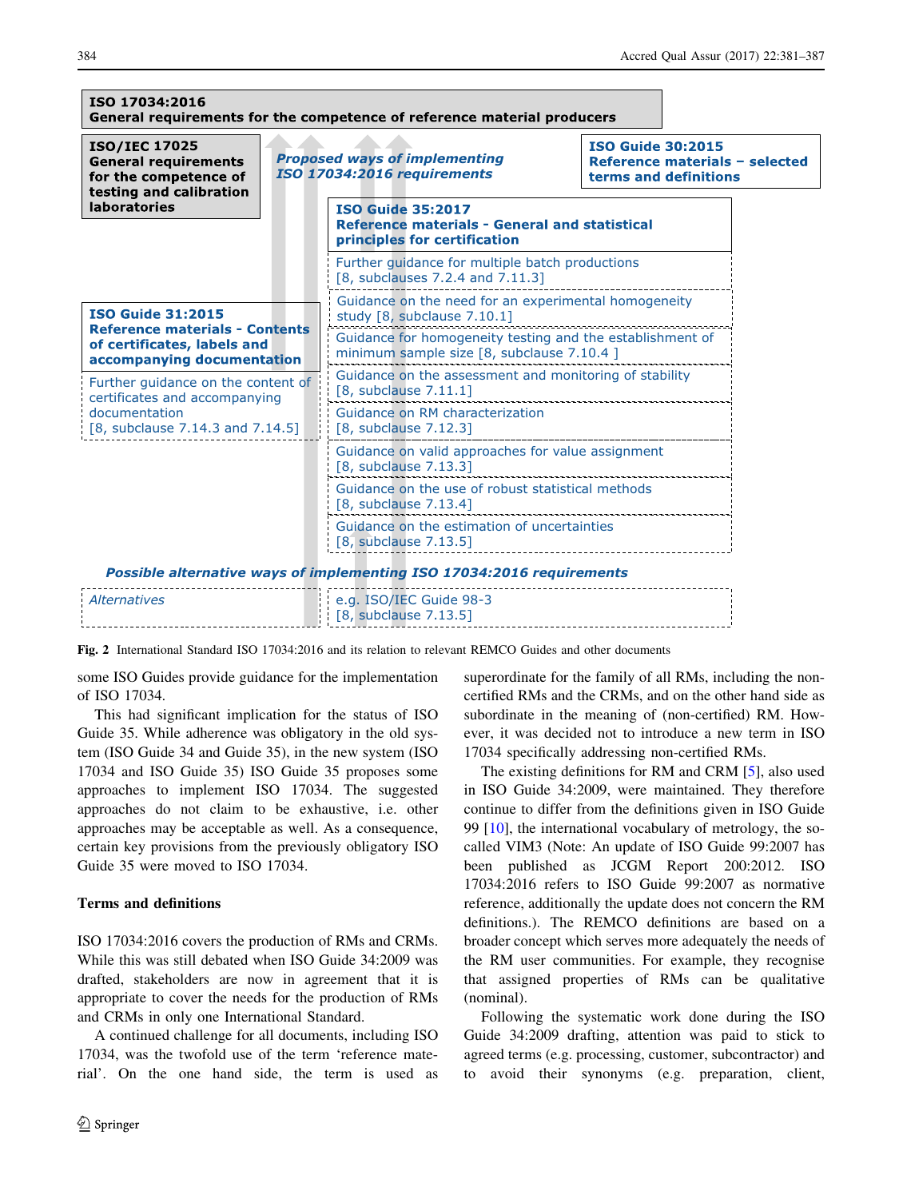**ISO 17034:2016**
**General requirements for the competence of reference material producers**

**ISO/IEC 17025**
**General requirements for the competence of testing and calibration laboratories**

*Proposed ways of implementing ISO 17034:2016 requirements*

**ISO Guide 30:2015**
**Reference materials – selected terms and definitions**

**ISO Guide 35:2017**
**Reference materials - General and statistical principles for certification**

- Further guidance for multiple batch productions [8, subclauses 7.2.4 and 7.11.3]
- Guidance on the need for an experimental homogeneity study [8, subclause 7.10.1]
- Guidance for homogeneity testing and the establishment of minimum sample size [8, subclause 7.10.4 ]
- Guidance on the assessment and monitoring of stability [8, subclause 7.11.1]
- Guidance on RM characterization [8, subclause 7.12.3]
- Guidance on valid approaches for value assignment [8, subclause 7.13.3]
- Guidance on the use of robust statistical methods [8, subclause 7.13.4]
- Guidance on the estimation of uncertainties [8, subclause 7.13.5]

**ISO Guide 31:2015**
**Reference materials - Contents of certificates, labels and accompanying documentation**

- Further guidance on the content of certificates and accompanying documentation [8, subclause 7.14.3 and 7.14.5]

*Possible alternative ways of implementing ISO 17034:2016 requirements*

*Alternatives* — e.g. ISO/IEC Guide 98-3 [8, subclause 7.13.5]

Fig. 2 International Standard ISO 17034:2016 and its relation to relevant REMCO Guides and other documents

some ISO Guides provide guidance for the implementation of ISO 17034.

This had significant implication for the status of ISO Guide 35. While adherence was obligatory in the old system (ISO Guide 34 and Guide 35), in the new system (ISO 17034 and ISO Guide 35) ISO Guide 35 proposes some approaches to implement ISO 17034. The suggested approaches do not claim to be exhaustive, i.e. other approaches may be acceptable as well. As a consequence, certain key provisions from the previously obligatory ISO Guide 35 were moved to ISO 17034.

## Terms and definitions

ISO 17034:2016 covers the production of RMs and CRMs. While this was still debated when ISO Guide 34:2009 was drafted, stakeholders are now in agreement that it is appropriate to cover the needs for the production of RMs and CRMs in only one International Standard.

A continued challenge for all documents, including ISO 17034, was the twofold use of the term 'reference material'. On the one hand side, the term is used as superordinate for the family of all RMs, including the non-certified RMs and the CRMs, and on the other hand side as subordinate in the meaning of (non-certified) RM. However, it was decided not to introduce a new term in ISO 17034 specifically addressing non-certified RMs.

The existing definitions for RM and CRM [5], also used in ISO Guide 34:2009, were maintained. They therefore continue to differ from the definitions given in ISO Guide 99 [10], the international vocabulary of metrology, the so-called VIM3 (Note: An update of ISO Guide 99:2007 has been published as JCGM Report 200:2012. ISO 17034:2016 refers to ISO Guide 99:2007 as normative reference, additionally the update does not concern the RM definitions.). The REMCO definitions are based on a broader concept which serves more adequately the needs of the RM user communities. For example, they recognise that assigned properties of RMs can be qualitative (nominal).

Following the systematic work done during the ISO Guide 34:2009 drafting, attention was paid to stick to agreed terms (e.g. processing, customer, subcontractor) and to avoid their synonyms (e.g. preparation, client,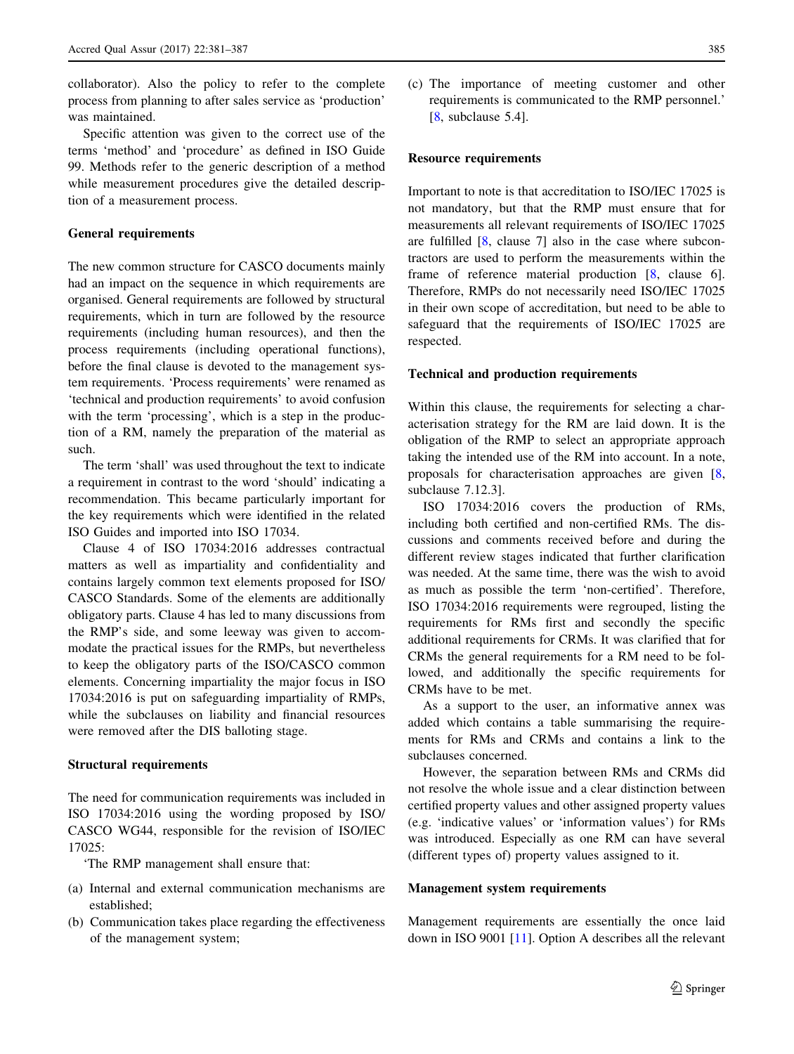collaborator). Also the policy to refer to the complete process from planning to after sales service as 'production' was maintained.

Specific attention was given to the correct use of the terms 'method' and 'procedure' as defined in ISO Guide 99. Methods refer to the generic description of a method while measurement procedures give the detailed description of a measurement process.

### General requirements

The new common structure for CASCO documents mainly had an impact on the sequence in which requirements are organised. General requirements are followed by structural requirements, which in turn are followed by the resource requirements (including human resources), and then the process requirements (including operational functions), before the final clause is devoted to the management system requirements. 'Process requirements' were renamed as 'technical and production requirements' to avoid confusion with the term 'processing', which is a step in the production of a RM, namely the preparation of the material as such.

The term 'shall' was used throughout the text to indicate a requirement in contrast to the word 'should' indicating a recommendation. This became particularly important for the key requirements which were identified in the related ISO Guides and imported into ISO 17034.

Clause 4 of ISO 17034:2016 addresses contractual matters as well as impartiality and confidentiality and contains largely common text elements proposed for ISO/CASCO Standards. Some of the elements are additionally obligatory parts. Clause 4 has led to many discussions from the RMP's side, and some leeway was given to accommodate the practical issues for the RMPs, but nevertheless to keep the obligatory parts of the ISO/CASCO common elements. Concerning impartiality the major focus in ISO 17034:2016 is put on safeguarding impartiality of RMPs, while the subclauses on liability and financial resources were removed after the DIS balloting stage.

### Structural requirements

The need for communication requirements was included in ISO 17034:2016 using the wording proposed by ISO/CASCO WG44, responsible for the revision of ISO/IEC 17025:

'The RMP management shall ensure that:

(a) Internal and external communication mechanisms are established;
(b) Communication takes place regarding the effectiveness of the management system;
(c) The importance of meeting customer and other requirements is communicated to the RMP personnel.' [8, subclause 5.4].

### Resource requirements

Important to note is that accreditation to ISO/IEC 17025 is not mandatory, but that the RMP must ensure that for measurements all relevant requirements of ISO/IEC 17025 are fulfilled [8, clause 7] also in the case where subcontractors are used to perform the measurements within the frame of reference material production [8, clause 6]. Therefore, RMPs do not necessarily need ISO/IEC 17025 in their own scope of accreditation, but need to be able to safeguard that the requirements of ISO/IEC 17025 are respected.

### Technical and production requirements

Within this clause, the requirements for selecting a characterisation strategy for the RM are laid down. It is the obligation of the RMP to select an appropriate approach taking the intended use of the RM into account. In a note, proposals for characterisation approaches are given [8, subclause 7.12.3].

ISO 17034:2016 covers the production of RMs, including both certified and non-certified RMs. The discussions and comments received before and during the different review stages indicated that further clarification was needed. At the same time, there was the wish to avoid as much as possible the term 'non-certified'. Therefore, ISO 17034:2016 requirements were regrouped, listing the requirements for RMs first and secondly the specific additional requirements for CRMs. It was clarified that for CRMs the general requirements for a RM need to be followed, and additionally the specific requirements for CRMs have to be met.

As a support to the user, an informative annex was added which contains a table summarising the requirements for RMs and CRMs and contains a link to the subclauses concerned.

However, the separation between RMs and CRMs did not resolve the whole issue and a clear distinction between certified property values and other assigned property values (e.g. 'indicative values' or 'information values') for RMs was introduced. Especially as one RM can have several (different types of) property values assigned to it.

### Management system requirements

Management requirements are essentially the once laid down in ISO 9001 [11]. Option A describes all the relevant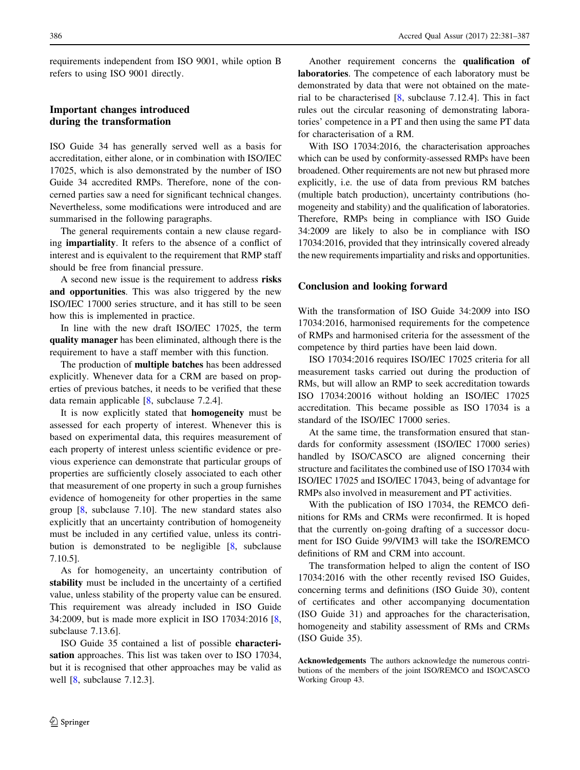requirements independent from ISO 9001, while option B refers to using ISO 9001 directly.

## Important changes introduced during the transformation

ISO Guide 34 has generally served well as a basis for accreditation, either alone, or in combination with ISO/IEC 17025, which is also demonstrated by the number of ISO Guide 34 accredited RMPs. Therefore, none of the concerned parties saw a need for significant technical changes. Nevertheless, some modifications were introduced and are summarised in the following paragraphs.

The general requirements contain a new clause regarding **impartiality**. It refers to the absence of a conflict of interest and is equivalent to the requirement that RMP staff should be free from financial pressure.

A second new issue is the requirement to address **risks and opportunities**. This was also triggered by the new ISO/IEC 17000 series structure, and it has still to be seen how this is implemented in practice.

In line with the new draft ISO/IEC 17025, the term **quality manager** has been eliminated, although there is the requirement to have a staff member with this function.

The production of **multiple batches** has been addressed explicitly. Whenever data for a CRM are based on properties of previous batches, it needs to be verified that these data remain applicable [8, subclause 7.2.4].

It is now explicitly stated that **homogeneity** must be assessed for each property of interest. Whenever this is based on experimental data, this requires measurement of each property of interest unless scientific evidence or previous experience can demonstrate that particular groups of properties are sufficiently closely associated to each other that measurement of one property in such a group furnishes evidence of homogeneity for other properties in the same group [8, subclause 7.10]. The new standard states also explicitly that an uncertainty contribution of homogeneity must be included in any certified value, unless its contribution is demonstrated to be negligible [8, subclause 7.10.5].

As for homogeneity, an uncertainty contribution of **stability** must be included in the uncertainty of a certified value, unless stability of the property value can be ensured. This requirement was already included in ISO Guide 34:2009, but is made more explicit in ISO 17034:2016 [8, subclause 7.13.6].

ISO Guide 35 contained a list of possible **characterisation** approaches. This list was taken over to ISO 17034, but it is recognised that other approaches may be valid as well [8, subclause 7.12.3].

Another requirement concerns the **qualification of laboratories**. The competence of each laboratory must be demonstrated by data that were not obtained on the material to be characterised [8, subclause 7.12.4]. This in fact rules out the circular reasoning of demonstrating laboratories' competence in a PT and then using the same PT data for characterisation of a RM.

With ISO 17034:2016, the characterisation approaches which can be used by conformity-assessed RMPs have been broadened. Other requirements are not new but phrased more explicitly, i.e. the use of data from previous RM batches (multiple batch production), uncertainty contributions (homogeneity and stability) and the qualification of laboratories. Therefore, RMPs being in compliance with ISO Guide 34:2009 are likely to also be in compliance with ISO 17034:2016, provided that they intrinsically covered already the new requirements impartiality and risks and opportunities.

## Conclusion and looking forward

With the transformation of ISO Guide 34:2009 into ISO 17034:2016, harmonised requirements for the competence of RMPs and harmonised criteria for the assessment of the competence by third parties have been laid down.

ISO 17034:2016 requires ISO/IEC 17025 criteria for all measurement tasks carried out during the production of RMs, but will allow an RMP to seek accreditation towards ISO 17034:20016 without holding an ISO/IEC 17025 accreditation. This became possible as ISO 17034 is a standard of the ISO/IEC 17000 series.

At the same time, the transformation ensured that standards for conformity assessment (ISO/IEC 17000 series) handled by ISO/CASCO are aligned concerning their structure and facilitates the combined use of ISO 17034 with ISO/IEC 17025 and ISO/IEC 17043, being of advantage for RMPs also involved in measurement and PT activities.

With the publication of ISO 17034, the REMCO definitions for RMs and CRMs were reconfirmed. It is hoped that the currently on-going drafting of a successor document for ISO Guide 99/VIM3 will take the ISO/REMCO definitions of RM and CRM into account.

The transformation helped to align the content of ISO 17034:2016 with the other recently revised ISO Guides, concerning terms and definitions (ISO Guide 30), content of certificates and other accompanying documentation (ISO Guide 31) and approaches for the characterisation, homogeneity and stability assessment of RMs and CRMs (ISO Guide 35).

**Acknowledgements** The authors acknowledge the numerous contributions of the members of the joint ISO/REMCO and ISO/CASCO Working Group 43.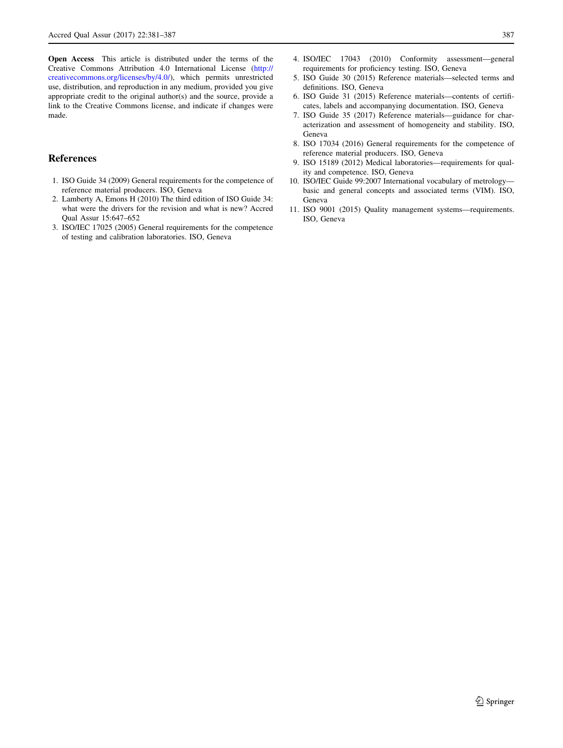**Open Access** This article is distributed under the terms of the Creative Commons Attribution 4.0 International License (http://creativecommons.org/licenses/by/4.0/), which permits unrestricted use, distribution, and reproduction in any medium, provided you give appropriate credit to the original author(s) and the source, provide a link to the Creative Commons license, and indicate if changes were made.

## References

1. ISO Guide 34 (2009) General requirements for the competence of reference material producers. ISO, Geneva
2. Lamberty A, Emons H (2010) The third edition of ISO Guide 34: what were the drivers for the revision and what is new? Accred Qual Assur 15:647–652
3. ISO/IEC 17025 (2005) General requirements for the competence of testing and calibration laboratories. ISO, Geneva
4. ISO/IEC 17043 (2010) Conformity assessment—general requirements for proficiency testing. ISO, Geneva
5. ISO Guide 30 (2015) Reference materials—selected terms and definitions. ISO, Geneva
6. ISO Guide 31 (2015) Reference materials—contents of certificates, labels and accompanying documentation. ISO, Geneva
7. ISO Guide 35 (2017) Reference materials—guidance for characterization and assessment of homogeneity and stability. ISO, Geneva
8. ISO 17034 (2016) General requirements for the competence of reference material producers. ISO, Geneva
9. ISO 15189 (2012) Medical laboratories—requirements for quality and competence. ISO, Geneva
10. ISO/IEC Guide 99:2007 International vocabulary of metrology—basic and general concepts and associated terms (VIM). ISO, Geneva
11. ISO 9001 (2015) Quality management systems—requirements. ISO, Geneva